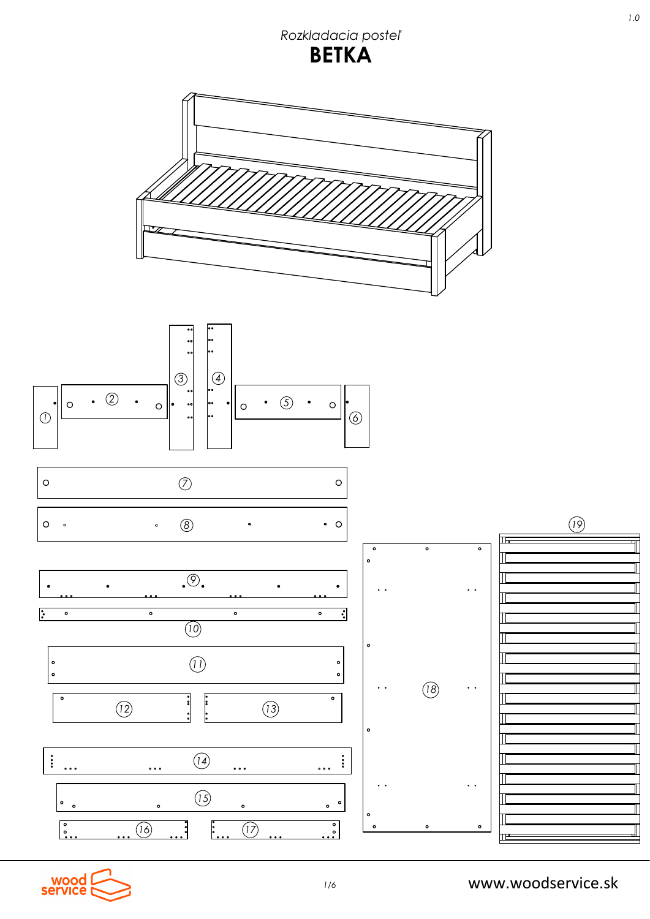*Rozkladacia posteľ*

# BETKA

1 2 3 4 5 6 7 8 9 10 11 12 13 14 15 16 17 18 19

www.woodservice.sk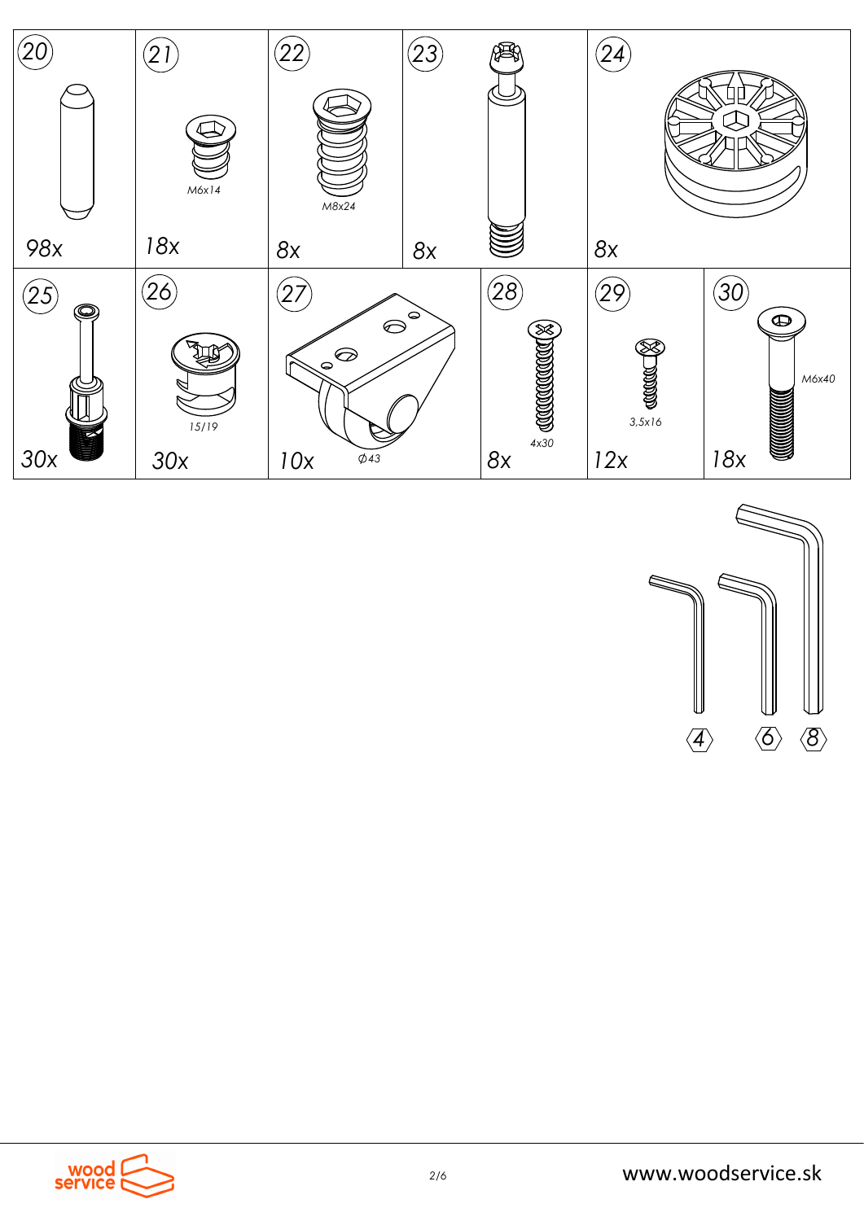| 20 | 21 | 22 | 23 | 24 |
|---|---|---|---|---|
| | M6x14 | M8x24 | | |
| 98x | 18x | 8x | 8x | 8x |

| 25 | 26 | 27 | 28 | 29 | 30 |
|---|---|---|---|---|---|
| | 15/19 | ∅43 | 4x30 | 3,5x16 | M6x40 |
| 30x | 30x | 10x | 8x | 12x | 18x |

4 6 8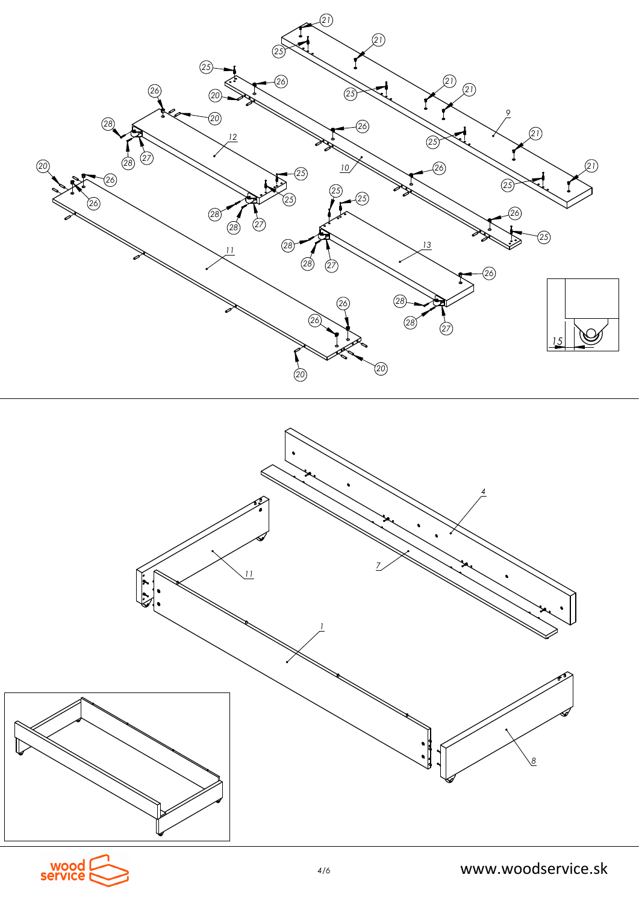21

25

21

25

26

20

21

21

25

26

9

20

26

12

28

21

26

25

10

27

28

20

26

26

21

26

25

25

11

28

28

25

25

27

13

28

26

28

27

26

15

26

28

20

28

27

20

4

7

11

1

8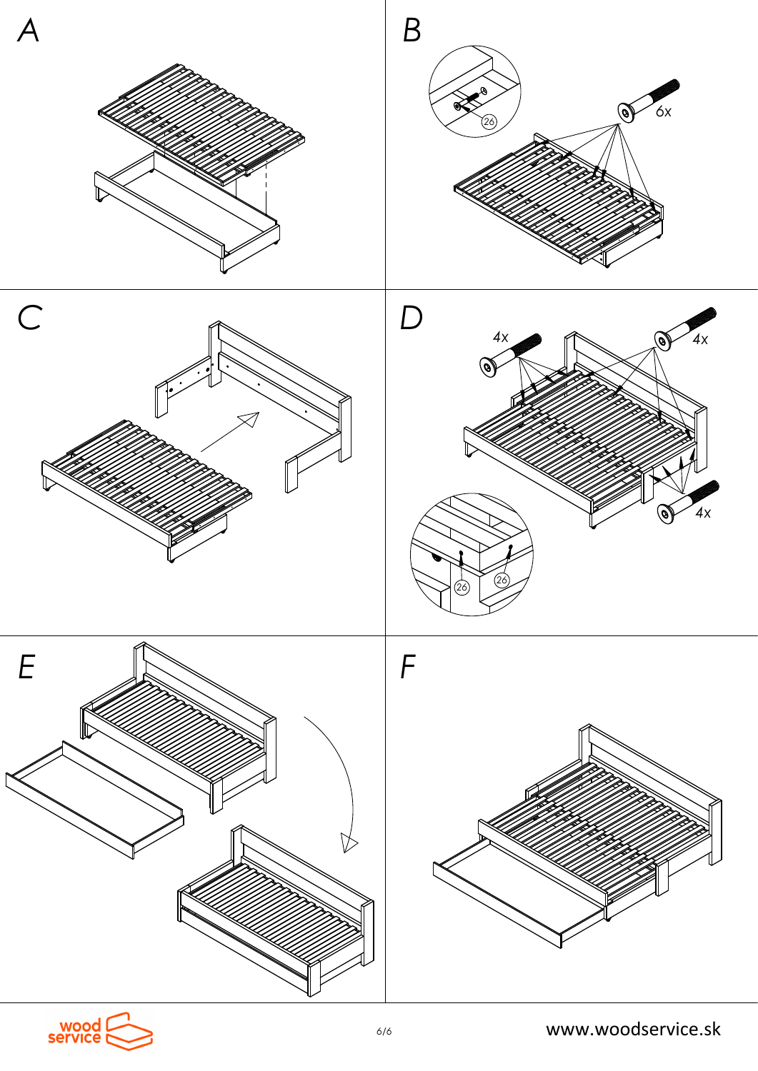A

B

6x

26

C

D

4x

4x

4x

26

26

E

F

www.woodservice.sk